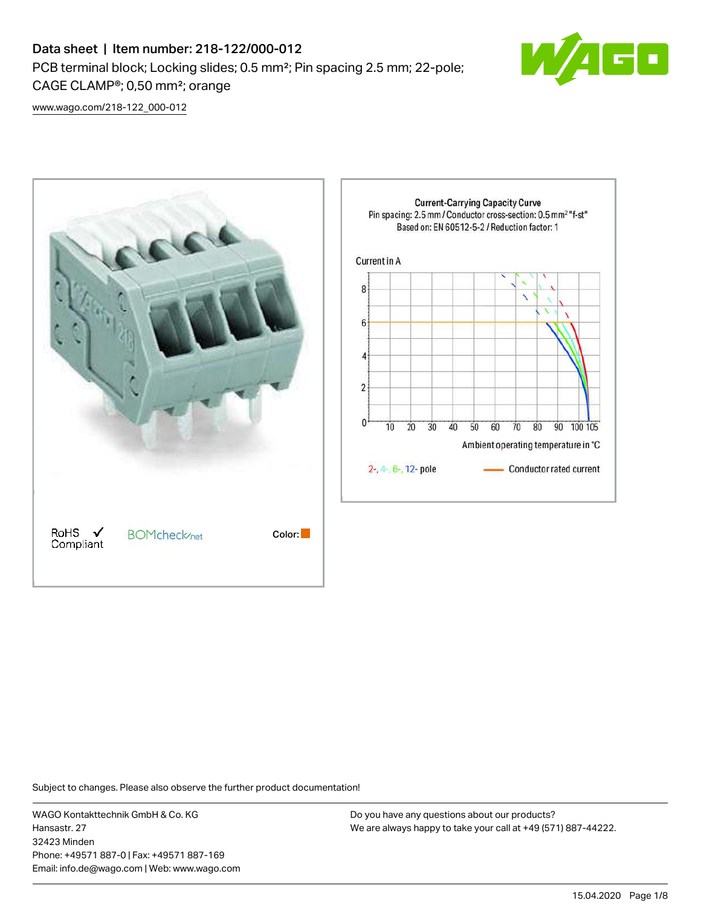# Data sheet | Item number: 218-122/000-012

PCB terminal block; Locking slides; 0.5 mm²; Pin spacing 2.5 mm; 22-pole; CAGE CLAMP®; 0,50 mm²; orange

www.wago.com/218-122_000-012

RoHS ✓ Compliant

BOMcheck.net

Color:

Subject to changes. Please also observe the further product documentation!

WAGO Kontakttechnik GmbH & Co. KG
Hansastr. 27
32423 Minden
Phone: +49571 887-0 | Fax: +49571 887-169
Email: info.de@wago.com | Web: www.wago.com

Do you have any questions about our products?
We are always happy to take your call at +49 (571) 887-44222.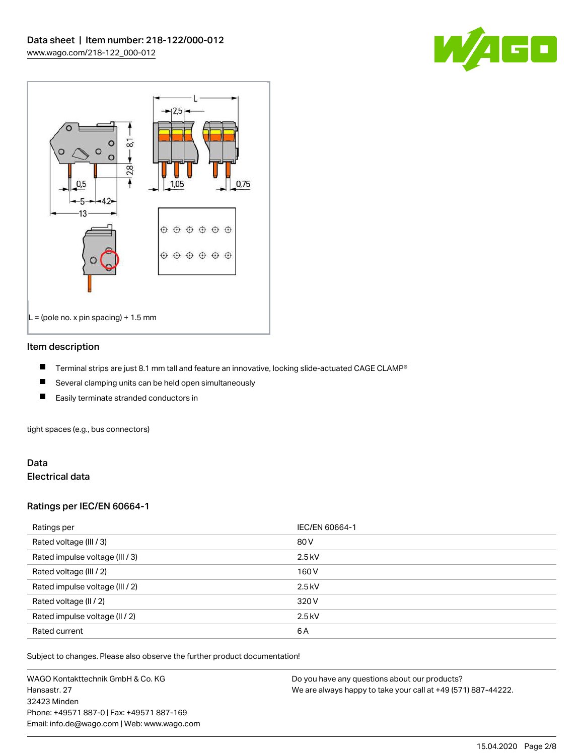L = (pole no. x pin spacing) + 1.5 mm

## Item description

- Terminal strips are just 8.1 mm tall and feature an innovative, locking slide-actuated CAGE CLAMP®
- Several clamping units can be held open simultaneously
- Easily terminate stranded conductors in

tight spaces (e.g., bus connectors)

## Data

### Electrical data

### Ratings per IEC/EN 60664-1

| Ratings per | IEC/EN 60664-1 |
|---|---|
| Rated voltage (III / 3) | 80 V |
| Rated impulse voltage (III / 3) | 2.5 kV |
| Rated voltage (III / 2) | 160 V |
| Rated impulse voltage (III / 2) | 2.5 kV |
| Rated voltage (II / 2) | 320 V |
| Rated impulse voltage (II / 2) | 2.5 kV |
| Rated current | 6 A |

Subject to changes. Please also observe the further product documentation!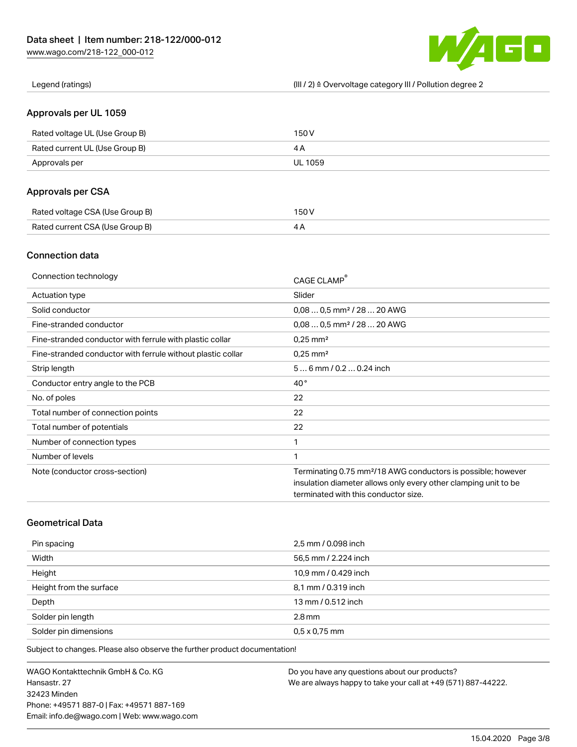| | |
|---|---|
| Legend (ratings) | (III / 2) ≙ Overvoltage category III / Pollution degree 2 |

## Approvals per UL 1059

| | |
|---|---|
| Rated voltage UL (Use Group B) | 150 V |
| Rated current UL (Use Group B) | 4 A |
| Approvals per | UL 1059 |

## Approvals per CSA

| | |
|---|---|
| Rated voltage CSA (Use Group B) | 150 V |
| Rated current CSA (Use Group B) | 4 A |

## Connection data

| | |
|---|---|
| Connection technology | CAGE CLAMP® |
| Actuation type | Slider |
| Solid conductor | 0,08 … 0,5 mm² / 28 … 20 AWG |
| Fine-stranded conductor | 0,08 … 0,5 mm² / 28 … 20 AWG |
| Fine-stranded conductor with ferrule with plastic collar | 0,25 mm² |
| Fine-stranded conductor with ferrule without plastic collar | 0,25 mm² |
| Strip length | 5 … 6 mm / 0.2 … 0.24 inch |
| Conductor entry angle to the PCB | 40 ° |
| No. of poles | 22 |
| Total number of connection points | 22 |
| Total number of potentials | 22 |
| Number of connection types | 1 |
| Number of levels | 1 |
| Note (conductor cross-section) | Terminating 0.75 mm²/18 AWG conductors is possible; however insulation diameter allows only every other clamping unit to be terminated with this conductor size. |

## Geometrical Data

| | |
|---|---|
| Pin spacing | 2,5 mm / 0.098 inch |
| Width | 56,5 mm / 2.224 inch |
| Height | 10,9 mm / 0.429 inch |
| Height from the surface | 8,1 mm / 0.319 inch |
| Depth | 13 mm / 0.512 inch |
| Solder pin length | 2.8 mm |
| Solder pin dimensions | 0,5 x 0,75 mm |

Subject to changes. Please also observe the further product documentation!

WAGO Kontakttechnik GmbH & Co. KG
Hansastr. 27
32423 Minden
Phone: +49571 887-0 | Fax: +49571 887-169
Email: info.de@wago.com | Web: www.wago.com

Do you have any questions about our products?
We are always happy to take your call at +49 (571) 887-44222.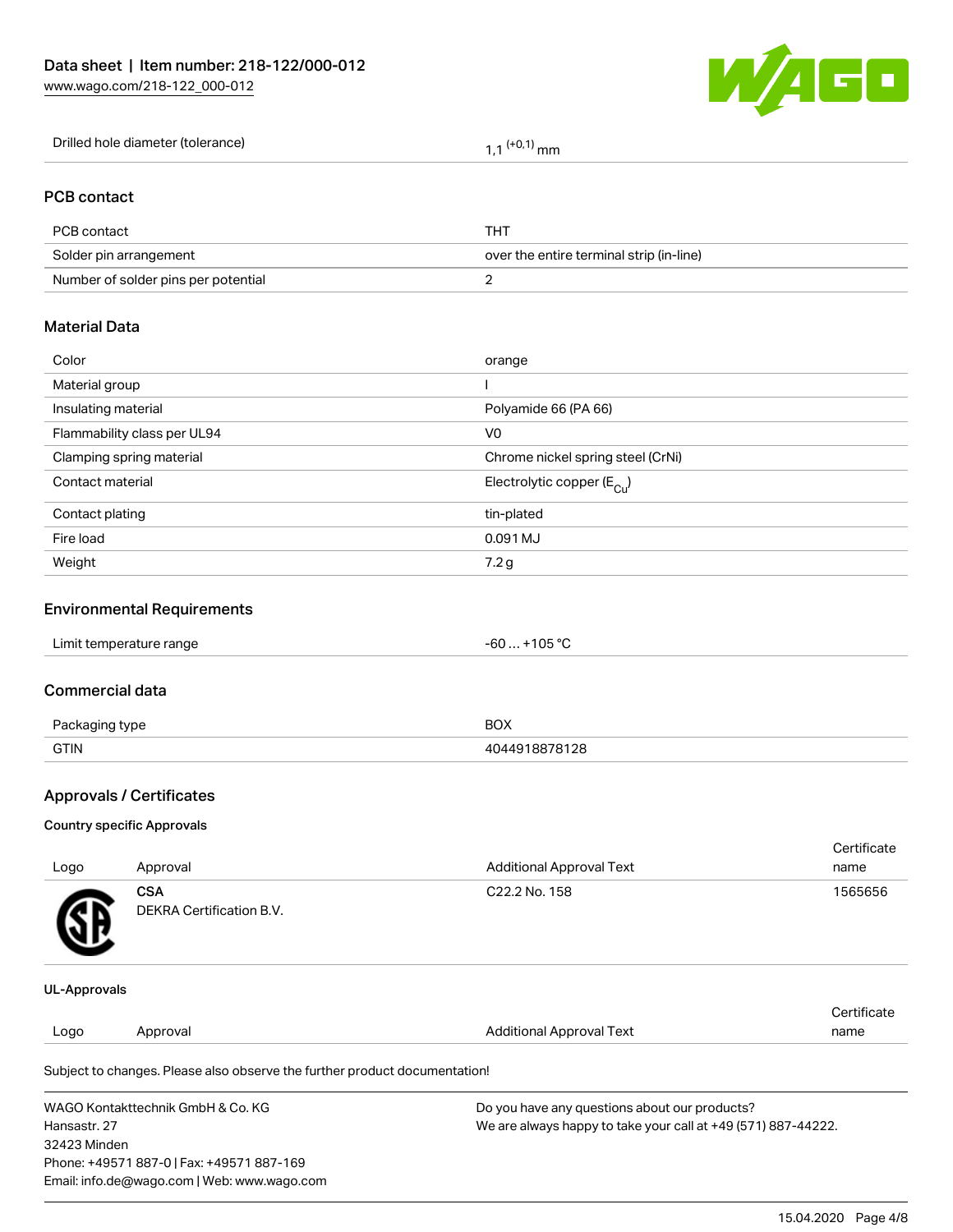| Drilled hole diameter (tolerance) | $1,1^{(+0,1)}$ mm |
|---|---|

## PCB contact

| PCB contact | THT |
|---|---|
| Solder pin arrangement | over the entire terminal strip (in-line) |
| Number of solder pins per potential | 2 |

## Material Data

| Color | orange |
|---|---|
| Material group | I |
| Insulating material | Polyamide 66 (PA 66) |
| Flammability class per UL94 | V0 |
| Clamping spring material | Chrome nickel spring steel (CrNi) |
| Contact material | Electrolytic copper ($E_{Cu}$) |
| Contact plating | tin-plated |
| Fire load | 0.091 MJ |
| Weight | 7.2 g |

## Environmental Requirements

| Limit temperature range | -60 … +105 °C |
|---|---|

## Commercial data

| Packaging type | BOX |
|---|---|
| GTIN | 4044918878128 |

## Approvals / Certificates

### Country specific Approvals

| Logo | Approval | Additional Approval Text | Certificate name |
|---|---|---|---|
| | **CSA** DEKRA Certification B.V. | C22.2 No. 158 | 1565656 |

### UL-Approvals

| Logo | Approval | Additional Approval Text | Certificate name |
|---|---|---|---|

Subject to changes. Please also observe the further product documentation!

WAGO Kontakttechnik GmbH & Co. KG
Hansastr. 27
32423 Minden
Phone: +49571 887-0 | Fax: +49571 887-169
Email: info.de@wago.com | Web: www.wago.com

Do you have any questions about our products?
We are always happy to take your call at +49 (571) 887-44222.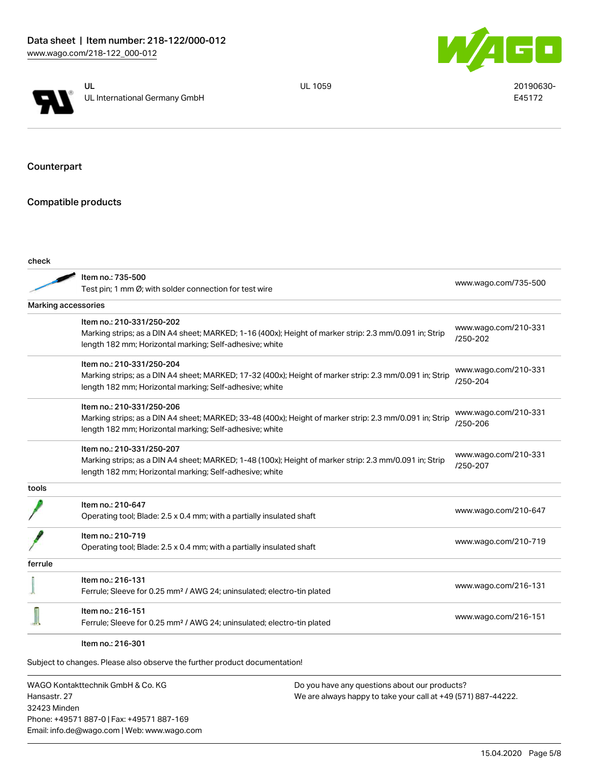| UL | UL 1059 | 20190630-E45172 |
|---|---|---|
| UL International Germany GmbH | | |

## Counterpart

## Compatible products

| | | |
|---|---|---|
| **check** | | |
| Item no.: 735-500 | Test pin; 1 mm Ø; with solder connection for test wire | www.wago.com/735-500 |
| **Marking accessories** | | |
| Item no.: 210-331/250-202 | Marking strips; as a DIN A4 sheet; MARKED; 1-16 (400x); Height of marker strip: 2.3 mm/0.091 in; Strip length 182 mm; Horizontal marking; Self-adhesive; white | www.wago.com/210-331/250-202 |
| Item no.: 210-331/250-204 | Marking strips; as a DIN A4 sheet; MARKED; 17-32 (400x); Height of marker strip: 2.3 mm/0.091 in; Strip length 182 mm; Horizontal marking; Self-adhesive; white | www.wago.com/210-331/250-204 |
| Item no.: 210-331/250-206 | Marking strips; as a DIN A4 sheet; MARKED; 33-48 (400x); Height of marker strip: 2.3 mm/0.091 in; Strip length 182 mm; Horizontal marking; Self-adhesive; white | www.wago.com/210-331/250-206 |
| Item no.: 210-331/250-207 | Marking strips; as a DIN A4 sheet; MARKED; 1-48 (100x); Height of marker strip: 2.3 mm/0.091 in; Strip length 182 mm; Horizontal marking; Self-adhesive; white | www.wago.com/210-331/250-207 |
| **tools** | | |
| Item no.: 210-647 | Operating tool; Blade: 2.5 x 0.4 mm; with a partially insulated shaft | www.wago.com/210-647 |
| Item no.: 210-719 | Operating tool; Blade: 2.5 x 0.4 mm; with a partially insulated shaft | www.wago.com/210-719 |
| **ferrule** | | |
| Item no.: 216-131 | Ferrule; Sleeve for 0.25 mm² / AWG 24; uninsulated; electro-tin plated | www.wago.com/216-131 |
| Item no.: 216-151 | Ferrule; Sleeve for 0.25 mm² / AWG 24; uninsulated; electro-tin plated | www.wago.com/216-151 |
| Item no.: 216-301 | | |

Subject to changes. Please also observe the further product documentation!

WAGO Kontakttechnik GmbH & Co. KG
Hansastr. 27
32423 Minden
Phone: +49571 887-0 | Fax: +49571 887-169
Email: info.de@wago.com | Web: www.wago.com

Do you have any questions about our products?
We are always happy to take your call at +49 (571) 887-44222.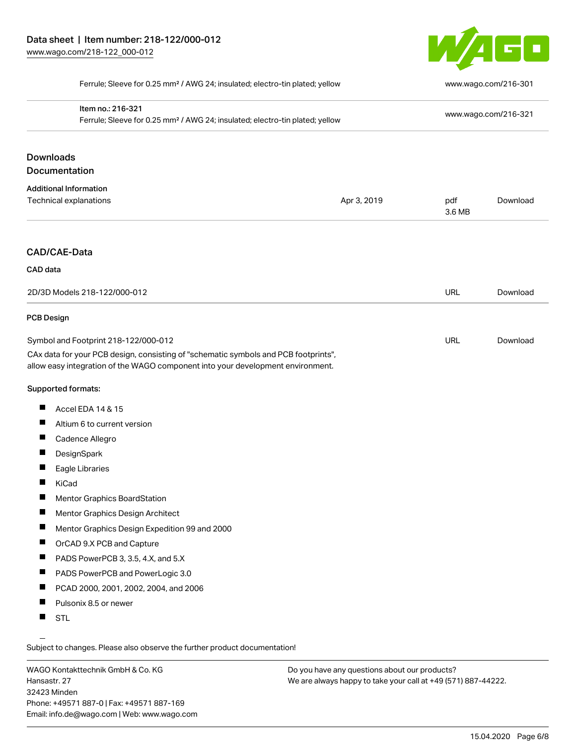| | |
|---|---|
| Ferrule; Sleeve for 0.25 mm² / AWG 24; insulated; electro-tin plated; yellow | www.wago.com/216-301 |
| Item no.: 216-321<br>Ferrule; Sleeve for 0.25 mm² / AWG 24; insulated; electro-tin plated; yellow | www.wago.com/216-321 |

## Downloads
## Documentation

**Additional Information**

| | | | |
|---|---|---|---|
| Technical explanations | Apr 3, 2019 | pdf<br>3.6 MB | Download |

## CAD/CAE-Data

**CAD data**

| | | |
|---|---|---|
| 2D/3D Models 218-122/000-012 | URL | Download |

**PCB Design**

| | | |
|---|---|---|
| Symbol and Footprint 218-122/000-012 | URL | Download |

CAx data for your PCB design, consisting of "schematic symbols and PCB footprints", allow easy integration of the WAGO component into your development environment.

**Supported formats:**

- Accel EDA 14 & 15
- Altium 6 to current version
- Cadence Allegro
- DesignSpark
- Eagle Libraries
- KiCad
- Mentor Graphics BoardStation
- Mentor Graphics Design Architect
- Mentor Graphics Design Expedition 99 and 2000
- OrCAD 9.X PCB and Capture
- PADS PowerPCB 3, 3.5, 4.X, and 5.X
- PADS PowerPCB and PowerLogic 3.0
- PCAD 2000, 2001, 2002, 2004, and 2006
- Pulsonix 8.5 or newer
- STL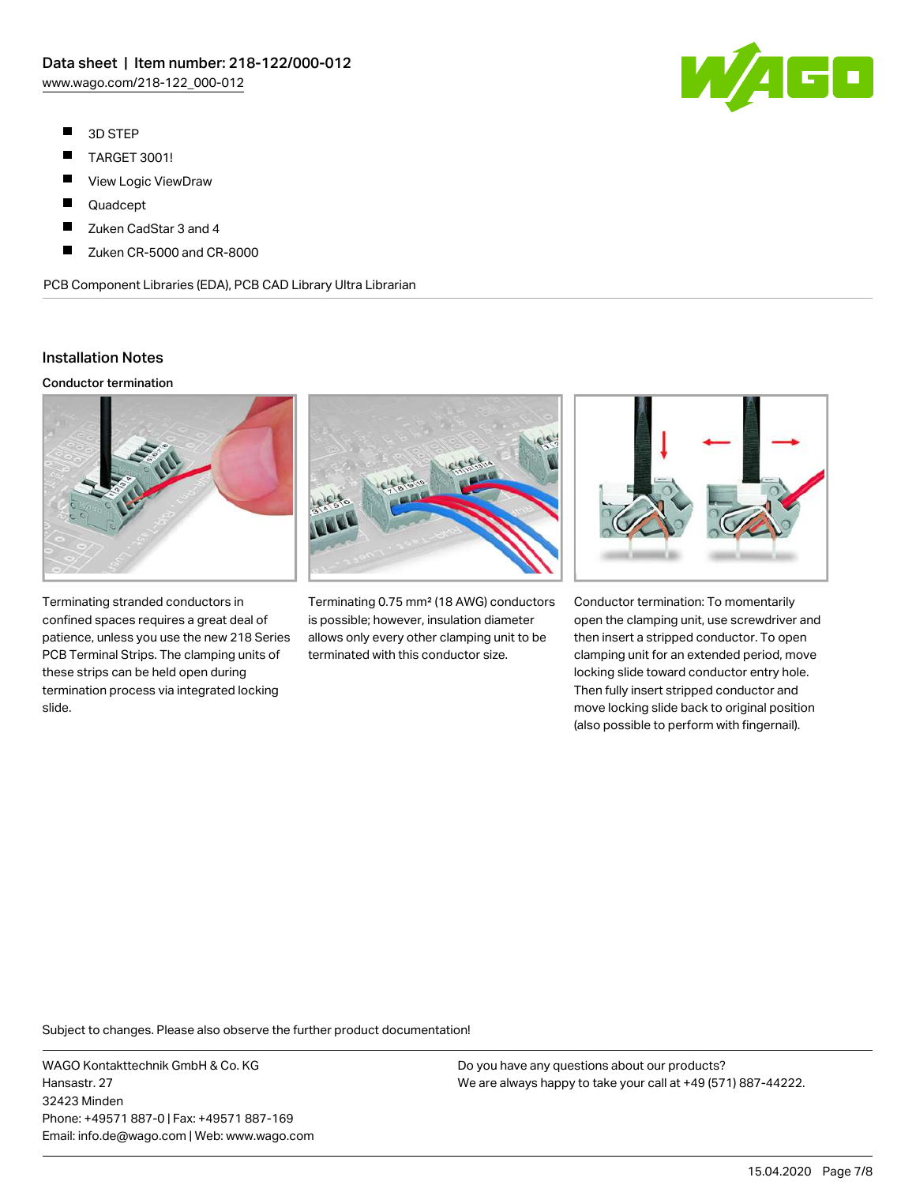- 3D STEP
- TARGET 3001!
- View Logic ViewDraw
- Quadcept
- Zuken CadStar 3 and 4
- Zuken CR-5000 and CR-8000

PCB Component Libraries (EDA), PCB CAD Library Ultra Librarian

## Installation Notes

### Conductor termination

Terminating stranded conductors in confined spaces requires a great deal of patience, unless you use the new 218 Series PCB Terminal Strips. The clamping units of these strips can be held open during termination process via integrated locking slide.

Terminating 0.75 mm² (18 AWG) conductors is possible; however, insulation diameter allows only every other clamping unit to be terminated with this conductor size.

Conductor termination: To momentarily open the clamping unit, use screwdriver and then insert a stripped conductor. To open clamping unit for an extended period, move locking slide toward conductor entry hole. Then fully insert stripped conductor and move locking slide back to original position (also possible to perform with fingernail).

Subject to changes. Please also observe the further product documentation!

WAGO Kontakttechnik GmbH & Co. KG
Hansastr. 27
32423 Minden
Phone: +49571 887-0 | Fax: +49571 887-169
Email: info.de@wago.com | Web: www.wago.com

Do you have any questions about our products?
We are always happy to take your call at +49 (571) 887-44222.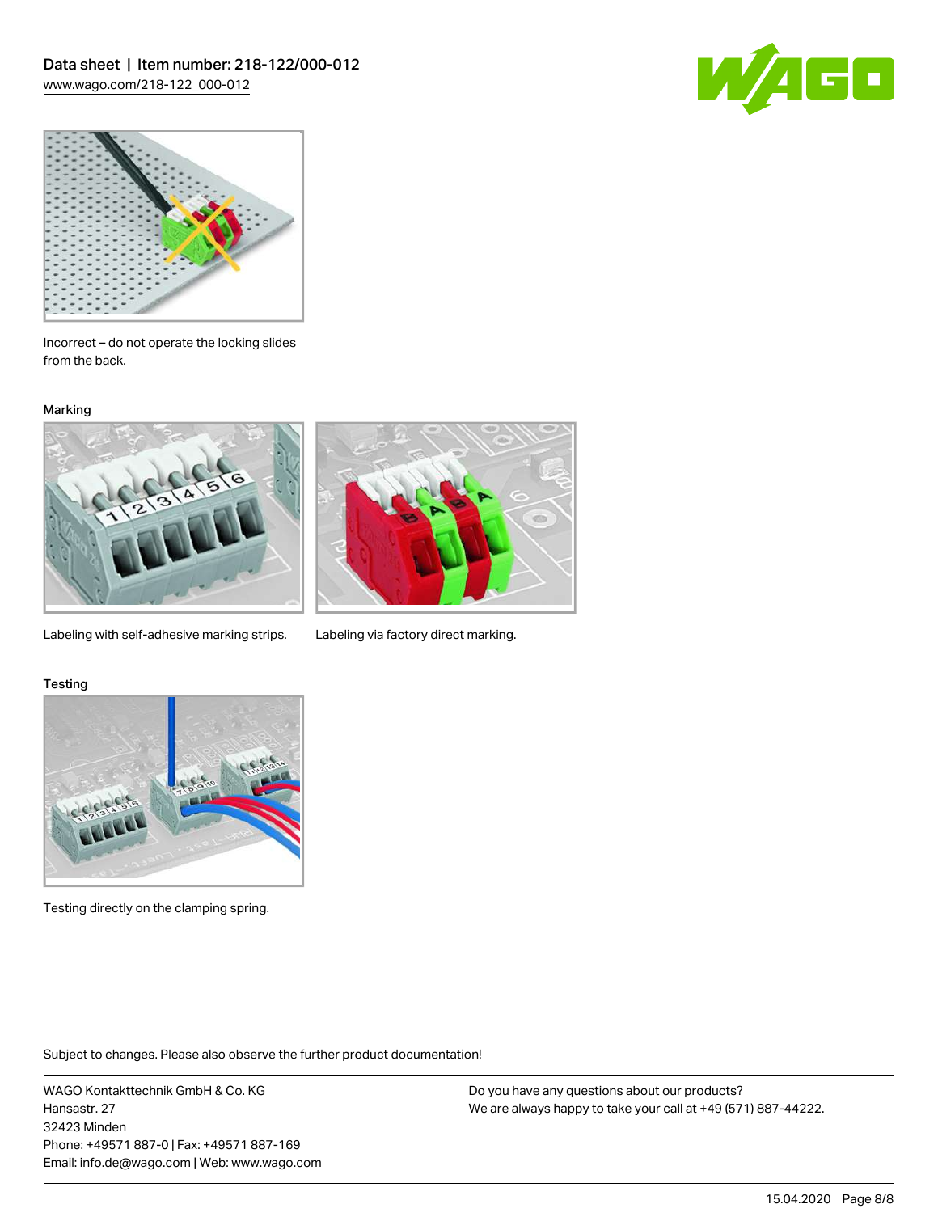Incorrect – do not operate the locking slides from the back.

## Marking

Labeling with self-adhesive marking strips.

Labeling via factory direct marking.

## Testing

Testing directly on the clamping spring.

Subject to changes. Please also observe the further product documentation!

WAGO Kontakttechnik GmbH & Co. KG
Hansastr. 27
32423 Minden
Phone: +49571 887-0 | Fax: +49571 887-169
Email: info.de@wago.com | Web: www.wago.com

Do you have any questions about our products?
We are always happy to take your call at +49 (571) 887-44222.